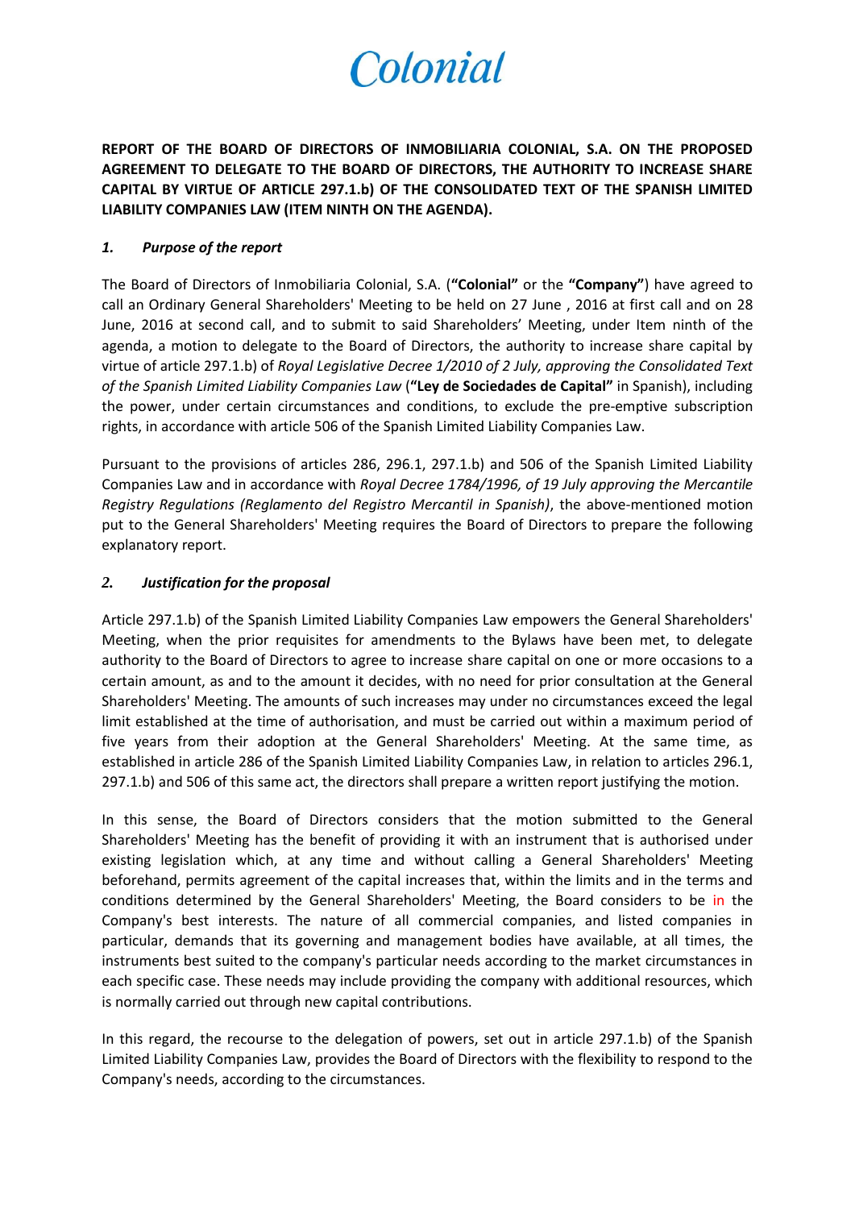**REPORT OF THE BOARD OF DIRECTORS OF INMOBILIARIA COLONIAL, S.A. ON THE PROPOSED AGREEMENT TO DELEGATE TO THE BOARD OF DIRECTORS, THE AUTHORITY TO INCREASE SHARE CAPITAL BY VIRTUE OF ARTICLE 297.1.b) OF THE CONSOLIDATED TEXT OF THE SPANISH LIMITED LIABILITY COMPANIES LAW (ITEM NINTH ON THE AGENDA).**

## *1. Purpose of the report*

The Board of Directors of Inmobiliaria Colonial, S.A. (**"Colonial"** or the **"Company"**) have agreed to call an Ordinary General Shareholders' Meeting to be held on 27 June , 2016 at first call and on 28 June, 2016 at second call, and to submit to said Shareholders' Meeting, under Item ninth of the agenda, a motion to delegate to the Board of Directors, the authority to increase share capital by virtue of article 297.1.b) of *Royal Legislative Decree 1/2010 of 2 July, approving the Consolidated Text of the Spanish Limited Liability Companies Law* (**"Ley de Sociedades de Capital"** in Spanish), including the power, under certain circumstances and conditions, to exclude the pre-emptive subscription rights, in accordance with article 506 of the Spanish Limited Liability Companies Law.

Pursuant to the provisions of articles 286, 296.1, 297.1.b) and 506 of the Spanish Limited Liability Companies Law and in accordance with *Royal Decree 1784/1996, of 19 July approving the Mercantile Registry Regulations (Reglamento del Registro Mercantil in Spanish)*, the above-mentioned motion put to the General Shareholders' Meeting requires the Board of Directors to prepare the following explanatory report.

## *2. Justification for the proposal*

Article 297.1.b) of the Spanish Limited Liability Companies Law empowers the General Shareholders' Meeting, when the prior requisites for amendments to the Bylaws have been met, to delegate authority to the Board of Directors to agree to increase share capital on one or more occasions to a certain amount, as and to the amount it decides, with no need for prior consultation at the General Shareholders' Meeting. The amounts of such increases may under no circumstances exceed the legal limit established at the time of authorisation, and must be carried out within a maximum period of five years from their adoption at the General Shareholders' Meeting. At the same time, as established in article 286 of the Spanish Limited Liability Companies Law, in relation to articles 296.1, 297.1.b) and 506 of this same act, the directors shall prepare a written report justifying the motion.

In this sense, the Board of Directors considers that the motion submitted to the General Shareholders' Meeting has the benefit of providing it with an instrument that is authorised under existing legislation which, at any time and without calling a General Shareholders' Meeting beforehand, permits agreement of the capital increases that, within the limits and in the terms and conditions determined by the General Shareholders' Meeting, the Board considers to be in the Company's best interests. The nature of all commercial companies, and listed companies in particular, demands that its governing and management bodies have available, at all times, the instruments best suited to the company's particular needs according to the market circumstances in each specific case. These needs may include providing the company with additional resources, which is normally carried out through new capital contributions.

In this regard, the recourse to the delegation of powers, set out in article 297.1.b) of the Spanish Limited Liability Companies Law, provides the Board of Directors with the flexibility to respond to the Company's needs, according to the circumstances.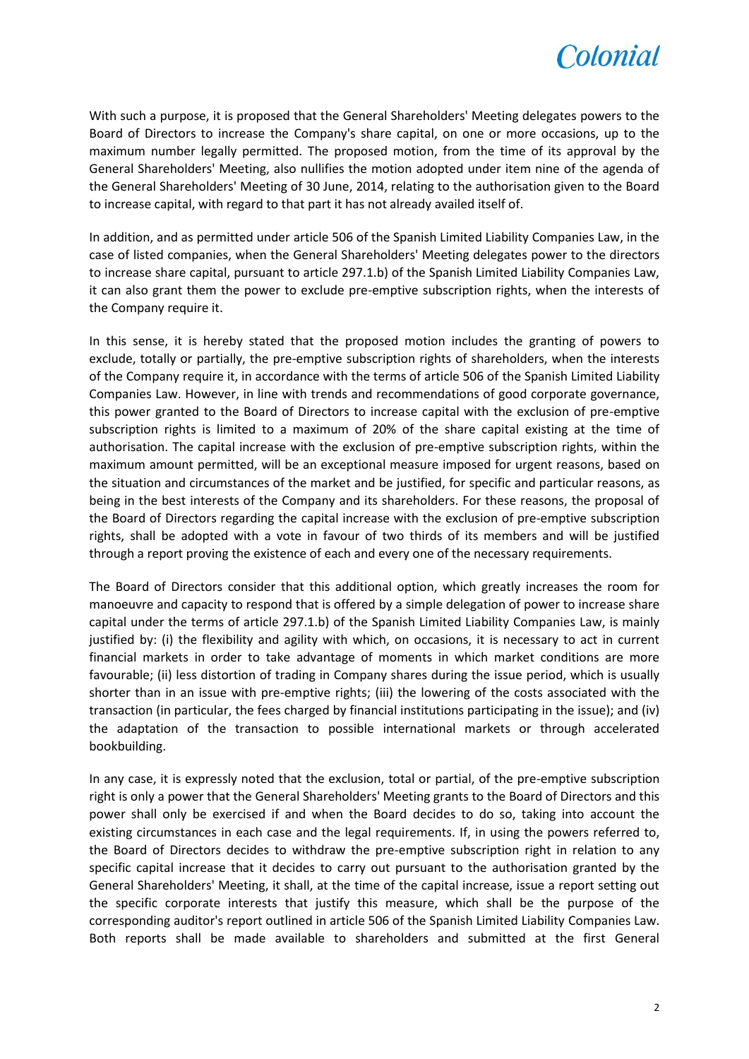With such a purpose, it is proposed that the General Shareholders' Meeting delegates powers to the Board of Directors to increase the Company's share capital, on one or more occasions, up to the maximum number legally permitted. The proposed motion, from the time of its approval by the General Shareholders' Meeting, also nullifies the motion adopted under item nine of the agenda of the General Shareholders' Meeting of 30 June, 2014, relating to the authorisation given to the Board to increase capital, with regard to that part it has not already availed itself of.

In addition, and as permitted under article 506 of the Spanish Limited Liability Companies Law, in the case of listed companies, when the General Shareholders' Meeting delegates power to the directors to increase share capital, pursuant to article 297.1.b) of the Spanish Limited Liability Companies Law, it can also grant them the power to exclude pre-emptive subscription rights, when the interests of the Company require it.

In this sense, it is hereby stated that the proposed motion includes the granting of powers to exclude, totally or partially, the pre-emptive subscription rights of shareholders, when the interests of the Company require it, in accordance with the terms of article 506 of the Spanish Limited Liability Companies Law. However, in line with trends and recommendations of good corporate governance, this power granted to the Board of Directors to increase capital with the exclusion of pre-emptive subscription rights is limited to a maximum of 20% of the share capital existing at the time of authorisation. The capital increase with the exclusion of pre-emptive subscription rights, within the maximum amount permitted, will be an exceptional measure imposed for urgent reasons, based on the situation and circumstances of the market and be justified, for specific and particular reasons, as being in the best interests of the Company and its shareholders. For these reasons, the proposal of the Board of Directors regarding the capital increase with the exclusion of pre-emptive subscription rights, shall be adopted with a vote in favour of two thirds of its members and will be justified through a report proving the existence of each and every one of the necessary requirements.

The Board of Directors consider that this additional option, which greatly increases the room for manoeuvre and capacity to respond that is offered by a simple delegation of power to increase share capital under the terms of article 297.1.b) of the Spanish Limited Liability Companies Law, is mainly justified by: (i) the flexibility and agility with which, on occasions, it is necessary to act in current financial markets in order to take advantage of moments in which market conditions are more favourable; (ii) less distortion of trading in Company shares during the issue period, which is usually shorter than in an issue with pre-emptive rights; (iii) the lowering of the costs associated with the transaction (in particular, the fees charged by financial institutions participating in the issue); and (iv) the adaptation of the transaction to possible international markets or through accelerated bookbuilding.

In any case, it is expressly noted that the exclusion, total or partial, of the pre-emptive subscription right is only a power that the General Shareholders' Meeting grants to the Board of Directors and this power shall only be exercised if and when the Board decides to do so, taking into account the existing circumstances in each case and the legal requirements. If, in using the powers referred to, the Board of Directors decides to withdraw the pre-emptive subscription right in relation to any specific capital increase that it decides to carry out pursuant to the authorisation granted by the General Shareholders' Meeting, it shall, at the time of the capital increase, issue a report setting out the specific corporate interests that justify this measure, which shall be the purpose of the corresponding auditor's report outlined in article 506 of the Spanish Limited Liability Companies Law. Both reports shall be made available to shareholders and submitted at the first General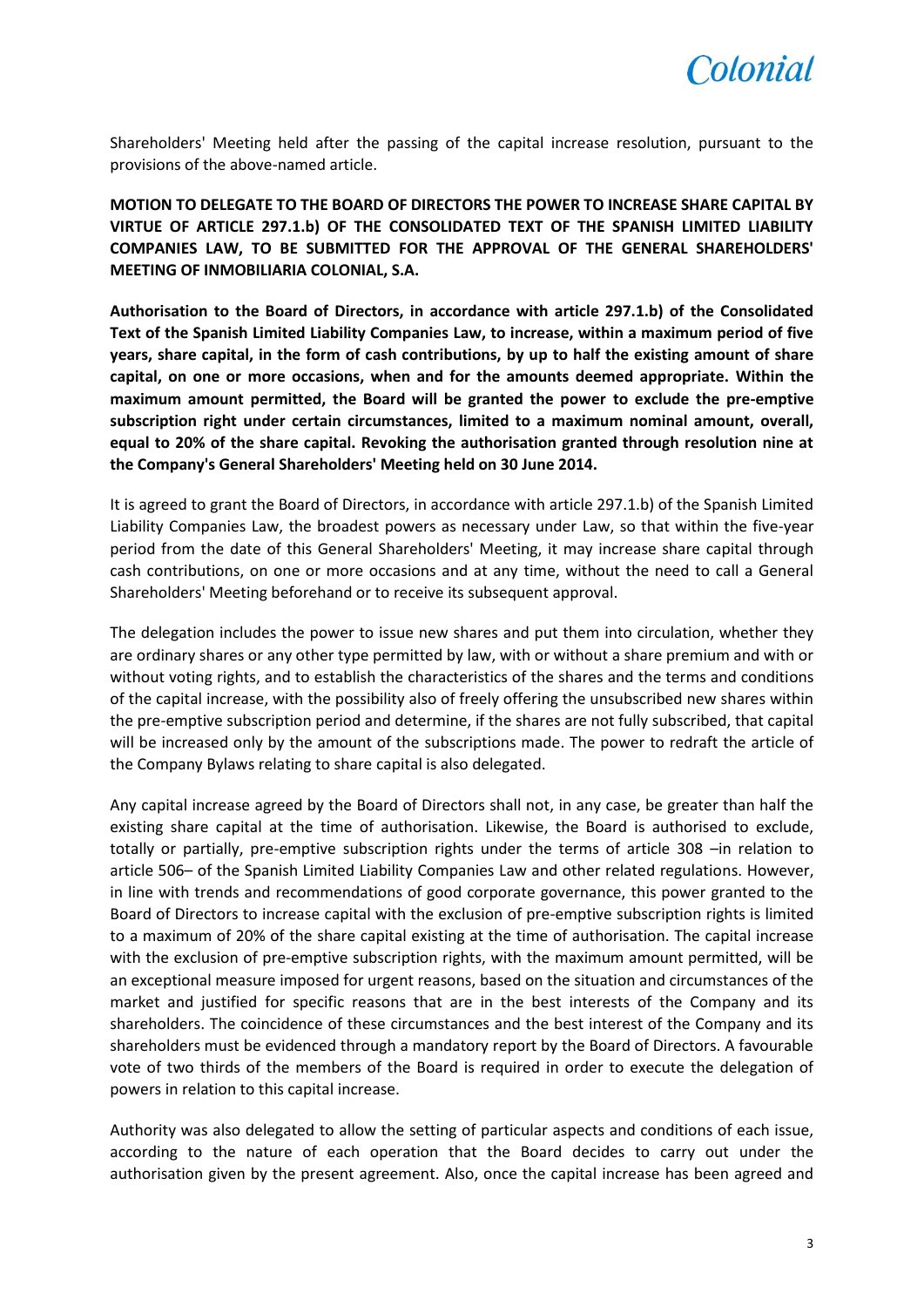Shareholders' Meeting held after the passing of the capital increase resolution, pursuant to the provisions of the above-named article.

**MOTION TO DELEGATE TO THE BOARD OF DIRECTORS THE POWER TO INCREASE SHARE CAPITAL BY VIRTUE OF ARTICLE 297.1.b) OF THE CONSOLIDATED TEXT OF THE SPANISH LIMITED LIABILITY COMPANIES LAW, TO BE SUBMITTED FOR THE APPROVAL OF THE GENERAL SHAREHOLDERS' MEETING OF INMOBILIARIA COLONIAL, S.A.**

**Authorisation to the Board of Directors, in accordance with article 297.1.b) of the Consolidated Text of the Spanish Limited Liability Companies Law, to increase, within a maximum period of five years, share capital, in the form of cash contributions, by up to half the existing amount of share capital, on one or more occasions, when and for the amounts deemed appropriate. Within the maximum amount permitted, the Board will be granted the power to exclude the pre-emptive subscription right under certain circumstances, limited to a maximum nominal amount, overall, equal to 20% of the share capital. Revoking the authorisation granted through resolution nine at the Company's General Shareholders' Meeting held on 30 June 2014.**

It is agreed to grant the Board of Directors, in accordance with article 297.1.b) of the Spanish Limited Liability Companies Law, the broadest powers as necessary under Law, so that within the five-year period from the date of this General Shareholders' Meeting, it may increase share capital through cash contributions, on one or more occasions and at any time, without the need to call a General Shareholders' Meeting beforehand or to receive its subsequent approval.

The delegation includes the power to issue new shares and put them into circulation, whether they are ordinary shares or any other type permitted by law, with or without a share premium and with or without voting rights, and to establish the characteristics of the shares and the terms and conditions of the capital increase, with the possibility also of freely offering the unsubscribed new shares within the pre-emptive subscription period and determine, if the shares are not fully subscribed, that capital will be increased only by the amount of the subscriptions made. The power to redraft the article of the Company Bylaws relating to share capital is also delegated.

Any capital increase agreed by the Board of Directors shall not, in any case, be greater than half the existing share capital at the time of authorisation. Likewise, the Board is authorised to exclude, totally or partially, pre-emptive subscription rights under the terms of article 308 –in relation to article 506– of the Spanish Limited Liability Companies Law and other related regulations. However, in line with trends and recommendations of good corporate governance, this power granted to the Board of Directors to increase capital with the exclusion of pre-emptive subscription rights is limited to a maximum of 20% of the share capital existing at the time of authorisation. The capital increase with the exclusion of pre-emptive subscription rights, with the maximum amount permitted, will be an exceptional measure imposed for urgent reasons, based on the situation and circumstances of the market and justified for specific reasons that are in the best interests of the Company and its shareholders. The coincidence of these circumstances and the best interest of the Company and its shareholders must be evidenced through a mandatory report by the Board of Directors. A favourable vote of two thirds of the members of the Board is required in order to execute the delegation of powers in relation to this capital increase.

Authority was also delegated to allow the setting of particular aspects and conditions of each issue, according to the nature of each operation that the Board decides to carry out under the authorisation given by the present agreement. Also, once the capital increase has been agreed and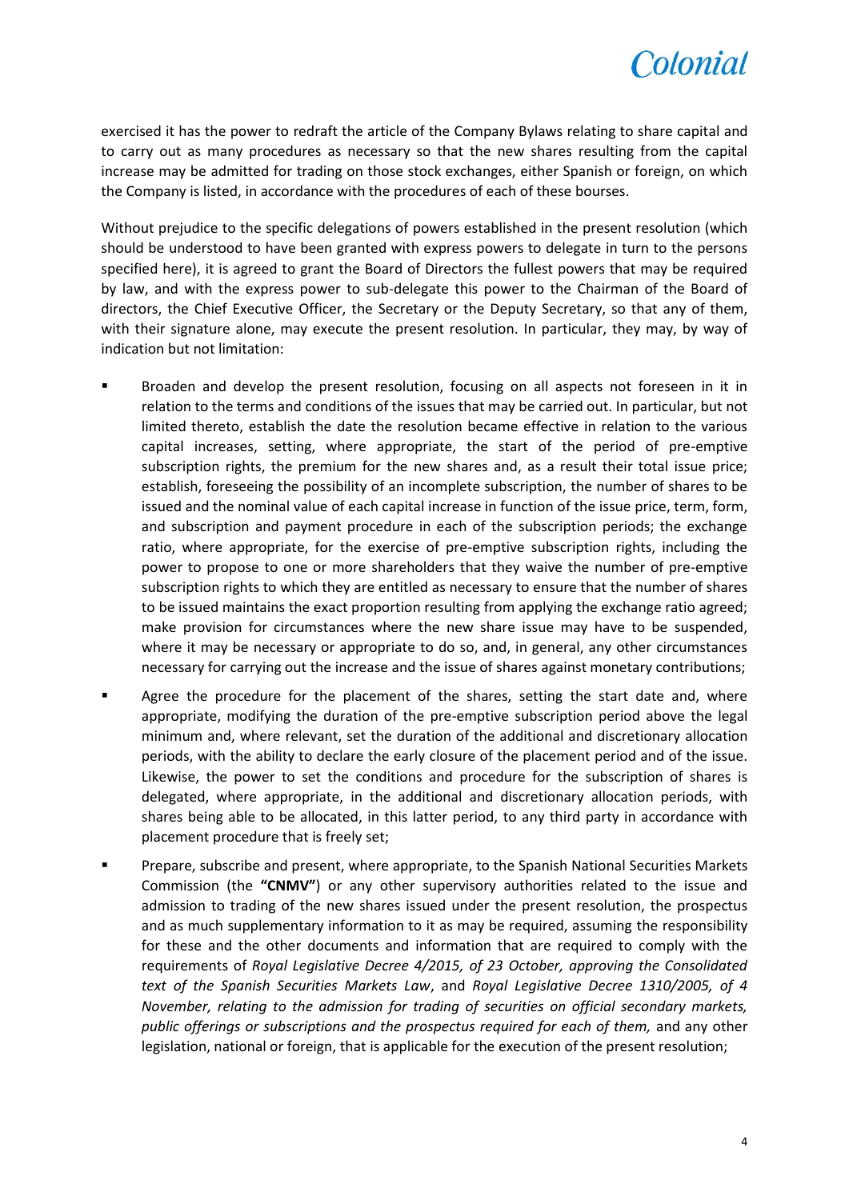exercised it has the power to redraft the article of the Company Bylaws relating to share capital and to carry out as many procedures as necessary so that the new shares resulting from the capital increase may be admitted for trading on those stock exchanges, either Spanish or foreign, on which the Company is listed, in accordance with the procedures of each of these bourses.

Without prejudice to the specific delegations of powers established in the present resolution (which should be understood to have been granted with express powers to delegate in turn to the persons specified here), it is agreed to grant the Board of Directors the fullest powers that may be required by law, and with the express power to sub-delegate this power to the Chairman of the Board of directors, the Chief Executive Officer, the Secretary or the Deputy Secretary, so that any of them, with their signature alone, may execute the present resolution. In particular, they may, by way of indication but not limitation:

- Broaden and develop the present resolution, focusing on all aspects not foreseen in it in relation to the terms and conditions of the issues that may be carried out. In particular, but not limited thereto, establish the date the resolution became effective in relation to the various capital increases, setting, where appropriate, the start of the period of pre-emptive subscription rights, the premium for the new shares and, as a result their total issue price; establish, foreseeing the possibility of an incomplete subscription, the number of shares to be issued and the nominal value of each capital increase in function of the issue price, term, form, and subscription and payment procedure in each of the subscription periods; the exchange ratio, where appropriate, for the exercise of pre-emptive subscription rights, including the power to propose to one or more shareholders that they waive the number of pre-emptive subscription rights to which they are entitled as necessary to ensure that the number of shares to be issued maintains the exact proportion resulting from applying the exchange ratio agreed; make provision for circumstances where the new share issue may have to be suspended, where it may be necessary or appropriate to do so, and, in general, any other circumstances necessary for carrying out the increase and the issue of shares against monetary contributions;

- Agree the procedure for the placement of the shares, setting the start date and, where appropriate, modifying the duration of the pre-emptive subscription period above the legal minimum and, where relevant, set the duration of the additional and discretionary allocation periods, with the ability to declare the early closure of the placement period and of the issue. Likewise, the power to set the conditions and procedure for the subscription of shares is delegated, where appropriate, in the additional and discretionary allocation periods, with shares being able to be allocated, in this latter period, to any third party in accordance with placement procedure that is freely set;

- Prepare, subscribe and present, where appropriate, to the Spanish National Securities Markets Commission (the **"CNMV"**) or any other supervisory authorities related to the issue and admission to trading of the new shares issued under the present resolution, the prospectus and as much supplementary information to it as may be required, assuming the responsibility for these and the other documents and information that are required to comply with the requirements of *Royal Legislative Decree 4/2015, of 23 October, approving the Consolidated text of the Spanish Securities Markets Law*, and *Royal Legislative Decree 1310/2005, of 4 November, relating to the admission for trading of securities on official secondary markets, public offerings or subscriptions and the prospectus required for each of them,* and any other legislation, national or foreign, that is applicable for the execution of the present resolution;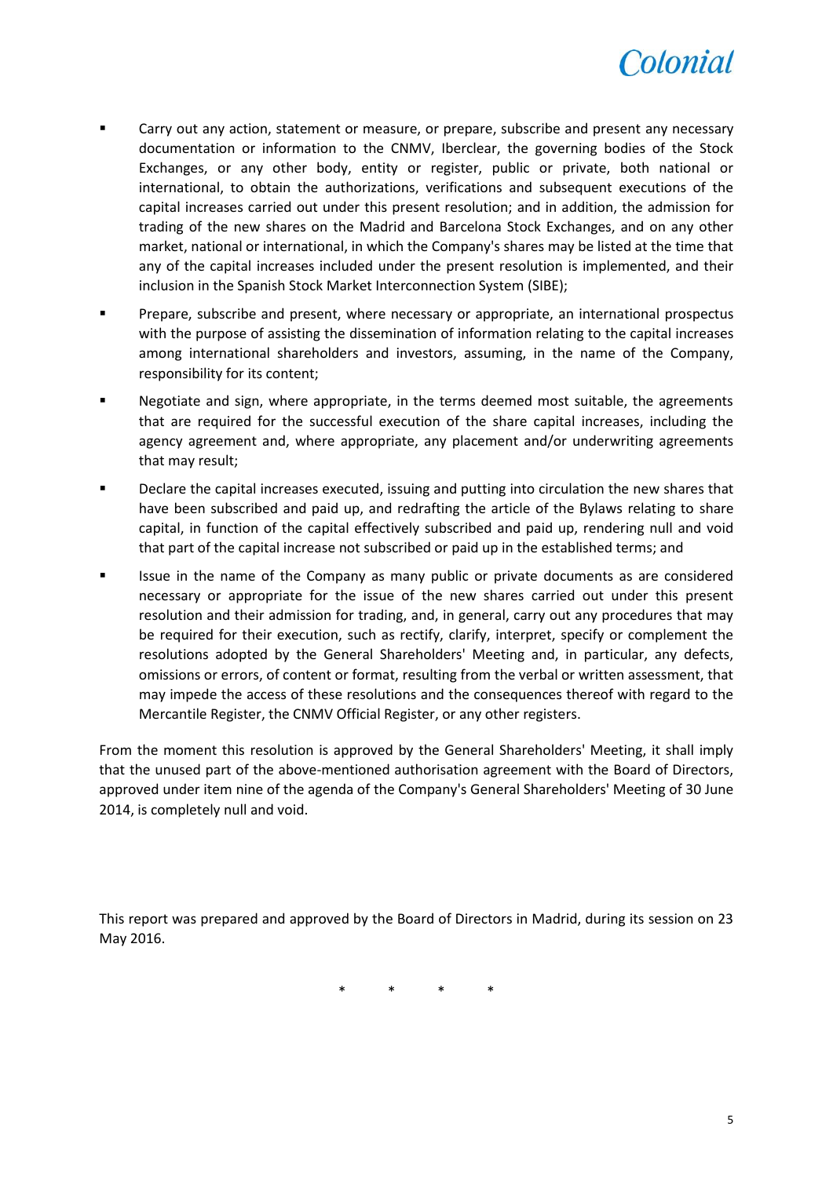- Carry out any action, statement or measure, or prepare, subscribe and present any necessary documentation or information to the CNMV, Iberclear, the governing bodies of the Stock Exchanges, or any other body, entity or register, public or private, both national or international, to obtain the authorizations, verifications and subsequent executions of the capital increases carried out under this present resolution; and in addition, the admission for trading of the new shares on the Madrid and Barcelona Stock Exchanges, and on any other market, national or international, in which the Company's shares may be listed at the time that any of the capital increases included under the present resolution is implemented, and their inclusion in the Spanish Stock Market Interconnection System (SIBE);
- Prepare, subscribe and present, where necessary or appropriate, an international prospectus with the purpose of assisting the dissemination of information relating to the capital increases among international shareholders and investors, assuming, in the name of the Company, responsibility for its content;
- Negotiate and sign, where appropriate, in the terms deemed most suitable, the agreements that are required for the successful execution of the share capital increases, including the agency agreement and, where appropriate, any placement and/or underwriting agreements that may result;
- Declare the capital increases executed, issuing and putting into circulation the new shares that have been subscribed and paid up, and redrafting the article of the Bylaws relating to share capital, in function of the capital effectively subscribed and paid up, rendering null and void that part of the capital increase not subscribed or paid up in the established terms; and
- Issue in the name of the Company as many public or private documents as are considered necessary or appropriate for the issue of the new shares carried out under this present resolution and their admission for trading, and, in general, carry out any procedures that may be required for their execution, such as rectify, clarify, interpret, specify or complement the resolutions adopted by the General Shareholders' Meeting and, in particular, any defects, omissions or errors, of content or format, resulting from the verbal or written assessment, that may impede the access of these resolutions and the consequences thereof with regard to the Mercantile Register, the CNMV Official Register, or any other registers.

From the moment this resolution is approved by the General Shareholders' Meeting, it shall imply that the unused part of the above-mentioned authorisation agreement with the Board of Directors, approved under item nine of the agenda of the Company's General Shareholders' Meeting of 30 June 2014, is completely null and void.

This report was prepared and approved by the Board of Directors in Madrid, during its session on 23 May 2016.

\* \* \* \*